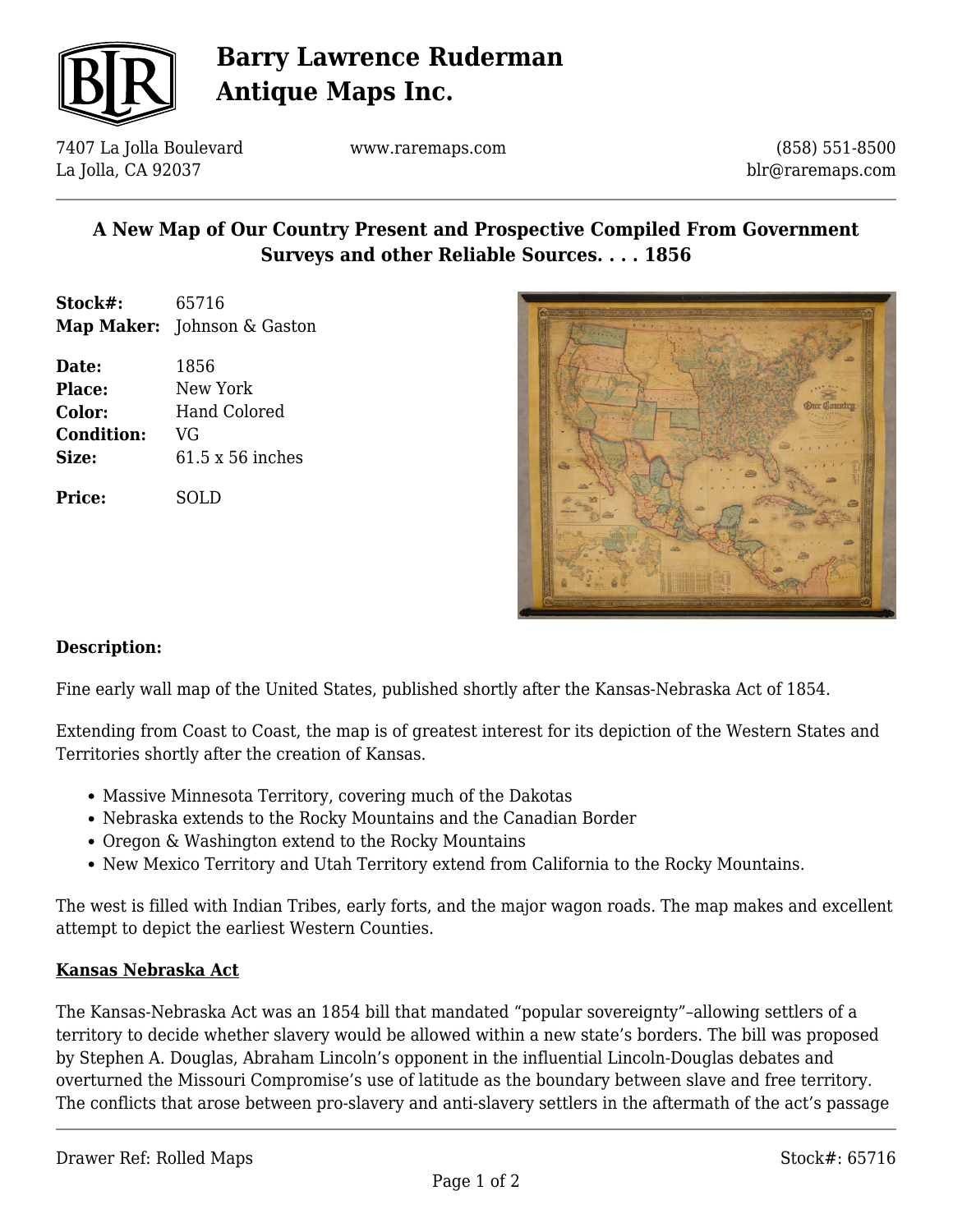# Barry Lawrence Ruderman Antique Maps Inc.

7407 La Jolla Boulevard
La Jolla, CA 92037

www.raremaps.com

(858) 551-8500
blr@raremaps.com

## A New Map of Our Country Present and Prospective Compiled From Government Surveys and other Reliable Sources. . . . 1856

**Stock#:** 65716
**Map Maker:** Johnson & Gaston

**Date:** 1856
**Place:** New York
**Color:** Hand Colored
**Condition:** VG
**Size:** 61.5 x 56 inches

**Price:** SOLD

### Description:

Fine early wall map of the United States, published shortly after the Kansas-Nebraska Act of 1854.

Extending from Coast to Coast, the map is of greatest interest for its depiction of the Western States and Territories shortly after the creation of Kansas.

- Massive Minnesota Territory, covering much of the Dakotas
- Nebraska extends to the Rocky Mountains and the Canadian Border
- Oregon & Washington extend to the Rocky Mountains
- New Mexico Territory and Utah Territory extend from California to the Rocky Mountains.

The west is filled with Indian Tribes, early forts, and the major wagon roads. The map makes and excellent attempt to depict the earliest Western Counties.

**Kansas Nebraska Act**

The Kansas-Nebraska Act was an 1854 bill that mandated "popular sovereignty"–allowing settlers of a territory to decide whether slavery would be allowed within a new state's borders. The bill was proposed by Stephen A. Douglas, Abraham Lincoln's opponent in the influential Lincoln-Douglas debates and overturned the Missouri Compromise's use of latitude as the boundary between slave and free territory. The conflicts that arose between pro-slavery and anti-slavery settlers in the aftermath of the act's passage

Drawer Ref: Rolled Maps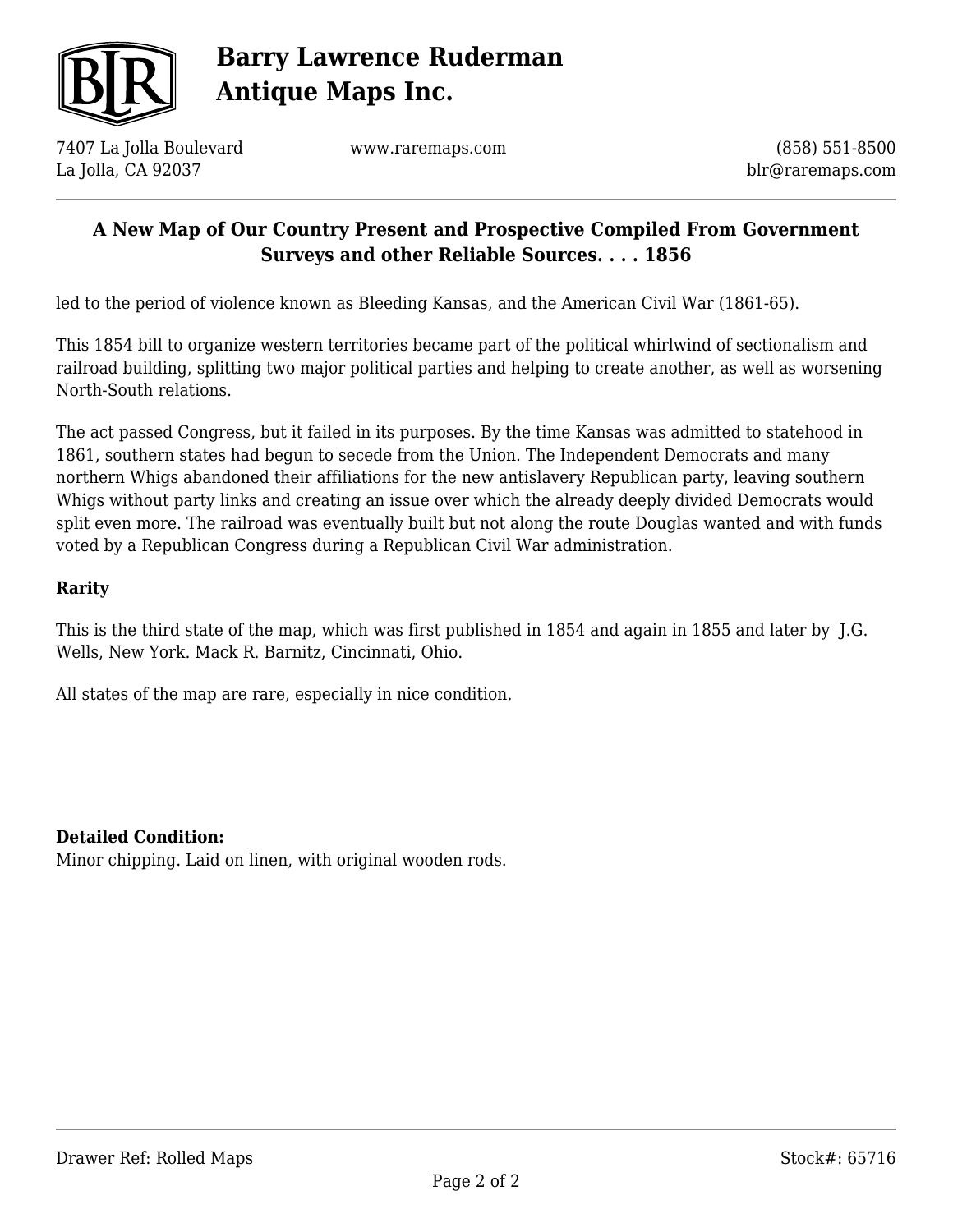led to the period of violence known as Bleeding Kansas, and the American Civil War (1861-65).

This 1854 bill to organize western territories became part of the political whirlwind of sectionalism and railroad building, splitting two major political parties and helping to create another, as well as worsening North-South relations.

The act passed Congress, but it failed in its purposes. By the time Kansas was admitted to statehood in 1861, southern states had begun to secede from the Union. The Independent Democrats and many northern Whigs abandoned their affiliations for the new antislavery Republican party, leaving southern Whigs without party links and creating an issue over which the already deeply divided Democrats would split even more. The railroad was eventually built but not along the route Douglas wanted and with funds voted by a Republican Congress during a Republican Civil War administration.

## Rarity

This is the third state of the map, which was first published in 1854 and again in 1855 and later by J.G. Wells, New York. Mack R. Barnitz, Cincinnati, Ohio.

All states of the map are rare, especially in nice condition.

**Detailed Condition:**
Minor chipping. Laid on linen, with original wooden rods.

Drawer Ref: Rolled Maps

Stock#: 65716